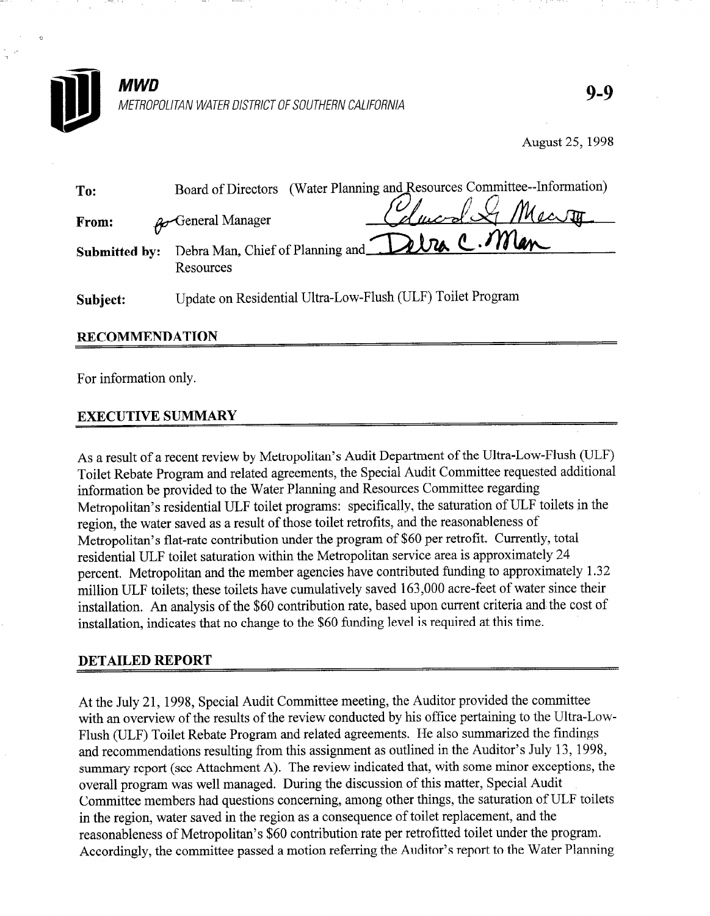# MWD

*METROPOLITAN WATER DISTRICT OF SOUTHERN CALIFORNIA*

9-9

August 25, 1998

| | |
|---|---|
| **To:** | Board of Directors (Water Planning and Resources Committee--Information) |
| **From:** | General Manager |
| **Submitted by:** | Debra Man, Chief of Planning and Resources |
| **Subject:** | Update on Residential Ultra-Low-Flush (ULF) Toilet Program |

## RECOMMENDATION

For information only.

## EXECUTIVE SUMMARY

As a result of a recent review by Metropolitan's Audit Department of the Ultra-Low-Flush (ULF) Toilet Rebate Program and related agreements, the Special Audit Committee requested additional information be provided to the Water Planning and Resources Committee regarding Metropolitan's residential ULF toilet programs: specifically, the saturation of ULF toilets in the region, the water saved as a result of those toilet retrofits, and the reasonableness of Metropolitan's flat-rate contribution under the program of $60 per retrofit. Currently, total residential ULF toilet saturation within the Metropolitan service area is approximately 24 percent. Metropolitan and the member agencies have contributed funding to approximately 1.32 million ULF toilets; these toilets have cumulatively saved 163,000 acre-feet of water since their installation. An analysis of the $60 contribution rate, based upon current criteria and the cost of installation, indicates that no change to the $60 funding level is required at this time.

## DETAILED REPORT

At the July 21, 1998, Special Audit Committee meeting, the Auditor provided the committee with an overview of the results of the review conducted by his office pertaining to the Ultra-Low-Flush (ULF) Toilet Rebate Program and related agreements. He also summarized the findings and recommendations resulting from this assignment as outlined in the Auditor's July 13, 1998, summary report (see Attachment A). The review indicated that, with some minor exceptions, the overall program was well managed. During the discussion of this matter, Special Audit Committee members had questions concerning, among other things, the saturation of ULF toilets in the region, water saved in the region as a consequence of toilet replacement, and the reasonableness of Metropolitan's $60 contribution rate per retrofitted toilet under the program. Accordingly, the committee passed a motion referring the Auditor's report to the Water Planning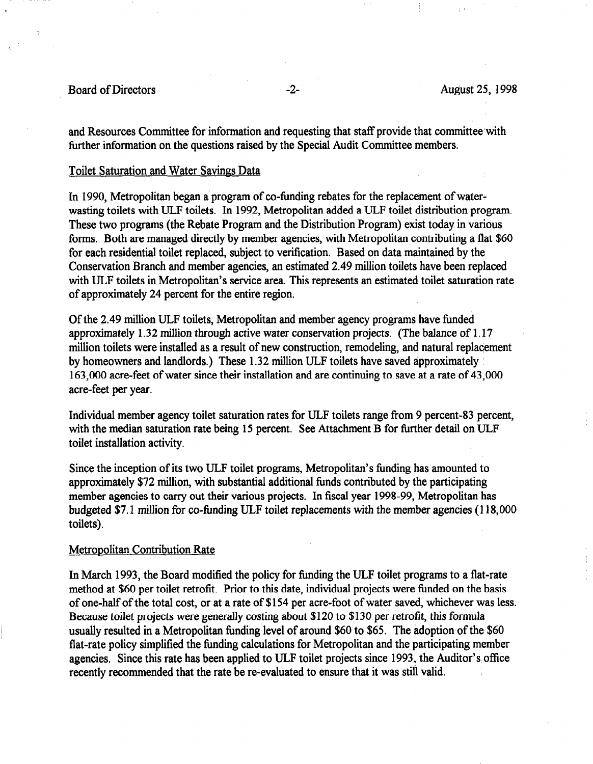and Resources Committee for information and requesting that staff provide that committee with further information on the questions raised by the Special Audit Committee members.

## Toilet Saturation and Water Savings Data

In 1990, Metropolitan began a program of co-funding rebates for the replacement of water-wasting toilets with ULF toilets. In 1992, Metropolitan added a ULF toilet distribution program. These two programs (the Rebate Program and the Distribution Program) exist today in various forms. Both are managed directly by member agencies, with Metropolitan contributing a flat $60 for each residential toilet replaced, subject to verification. Based on data maintained by the Conservation Branch and member agencies, an estimated 2.49 million toilets have been replaced with ULF toilets in Metropolitan's service area. This represents an estimated toilet saturation rate of approximately 24 percent for the entire region.

Of the 2.49 million ULF toilets, Metropolitan and member agency programs have funded approximately 1.32 million through active water conservation projects. (The balance of 1.17 million toilets were installed as a result of new construction, remodeling, and natural replacement by homeowners and landlords.) These 1.32 million ULF toilets have saved approximately 163,000 acre-feet of water since their installation and are continuing to save at a rate of 43,000 acre-feet per year.

Individual member agency toilet saturation rates for ULF toilets range from 9 percent-83 percent, with the median saturation rate being 15 percent. See Attachment B for further detail on ULF toilet installation activity.

Since the inception of its two ULF toilet programs, Metropolitan's funding has amounted to approximately $72 million, with substantial additional funds contributed by the participating member agencies to carry out their various projects. In fiscal year 1998-99, Metropolitan has budgeted $7.1 million for co-funding ULF toilet replacements with the member agencies (118,000 toilets).

## Metropolitan Contribution Rate

In March 1993, the Board modified the policy for funding the ULF toilet programs to a flat-rate method at $60 per toilet retrofit. Prior to this date, individual projects were funded on the basis of one-half of the total cost, or at a rate of $154 per acre-foot of water saved, whichever was less. Because toilet projects were generally costing about $120 to $130 per retrofit, this formula usually resulted in a Metropolitan funding level of around $60 to $65. The adoption of the $60 flat-rate policy simplified the funding calculations for Metropolitan and the participating member agencies. Since this rate has been applied to ULF toilet projects since 1993, the Auditor's office recently recommended that the rate be re-evaluated to ensure that it was still valid.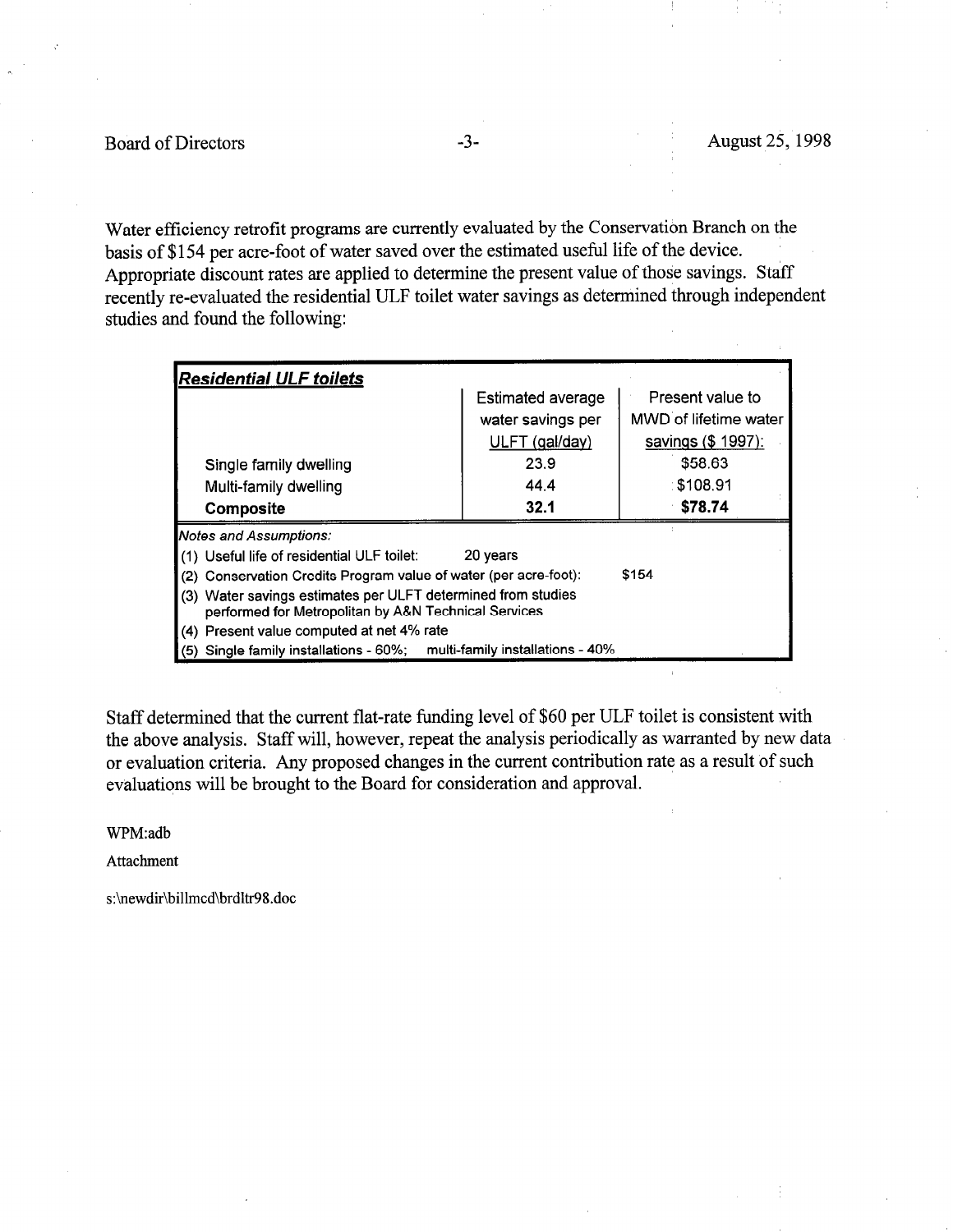Water efficiency retrofit programs are currently evaluated by the Conservation Branch on the basis of $154 per acre-foot of water saved over the estimated useful life of the device. Appropriate discount rates are applied to determine the present value of those savings. Staff recently re-evaluated the residential ULF toilet water savings as determined through independent studies and found the following:

| ***Residential ULF toilets*** | Estimated average water savings per ULFT (gal/day) | Present value to MWD of lifetime water savings ($ 1997): |
|---|---|---|
| Single family dwelling | 23.9 | $58.63 |
| Multi-family dwelling | 44.4 | $108.91 |
| **Composite** | **32.1** | **$78.74** |

*Notes and Assumptions:*

(1) Useful life of residential ULF toilet: 20 years

(2) Conservation Credits Program value of water (per acre-foot): $154

(3) Water savings estimates per ULFT determined from studies performed for Metropolitan by A&N Technical Services

(4) Present value computed at net 4% rate

(5) Single family installations - 60%; multi-family installations - 40%

Staff determined that the current flat-rate funding level of $60 per ULF toilet is consistent with the above analysis. Staff will, however, repeat the analysis periodically as warranted by new data or evaluation criteria. Any proposed changes in the current contribution rate as a result of such evaluations will be brought to the Board for consideration and approval.

WPM:adb

Attachment

s:\newdir\billmcd\brdltr98.doc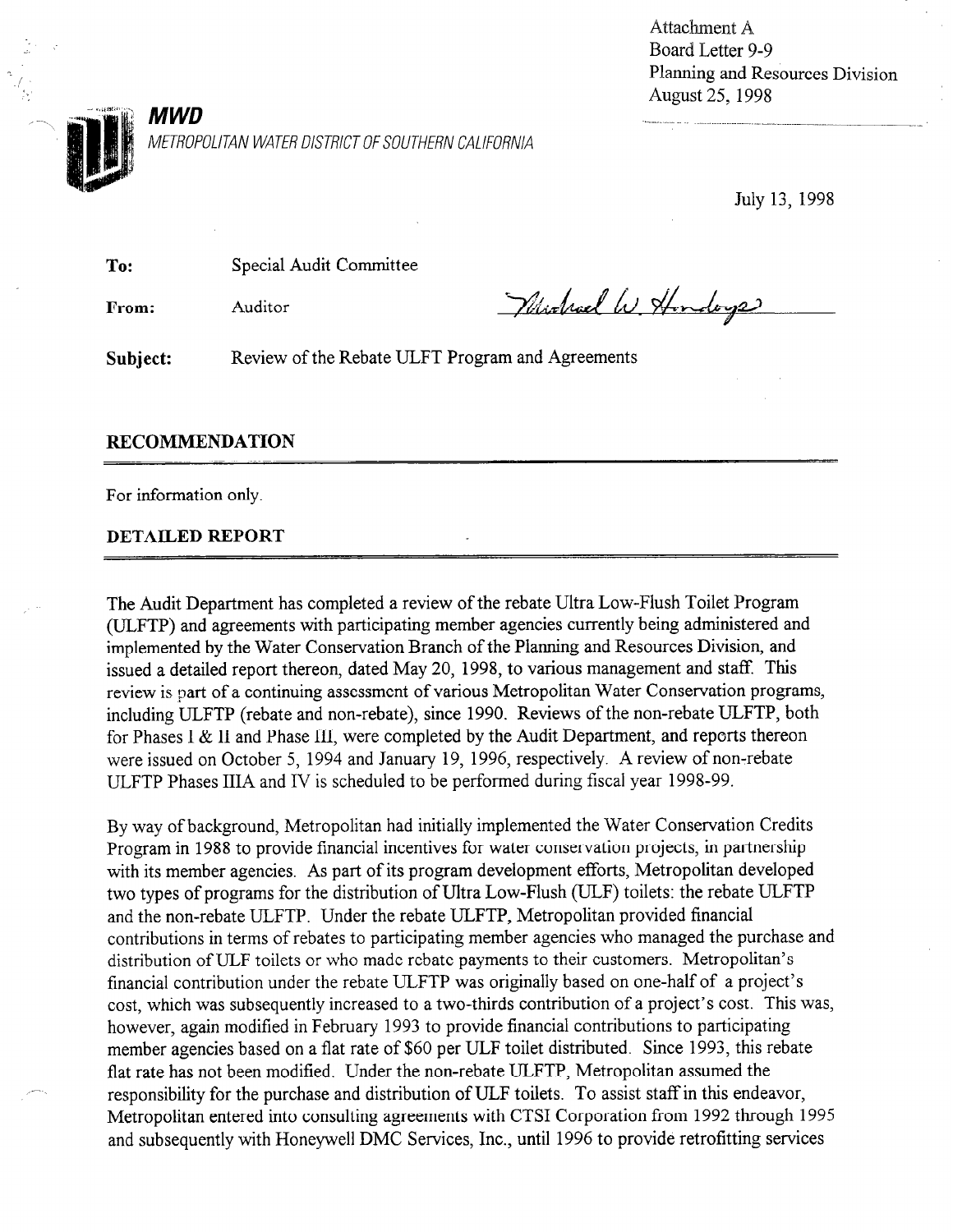Attachment A
Board Letter 9-9
Planning and Resources Division
August 25, 1998

**MWD**

*METROPOLITAN WATER DISTRICT OF SOUTHERN CALIFORNIA*

July 13, 1998

**To:** Special Audit Committee

**From:** Auditor Michael W. Hendryx

**Subject:** Review of the Rebate ULFT Program and Agreements

## RECOMMENDATION

For information only.

## DETAILED REPORT

The Audit Department has completed a review of the rebate Ultra Low-Flush Toilet Program (ULFTP) and agreements with participating member agencies currently being administered and implemented by the Water Conservation Branch of the Planning and Resources Division, and issued a detailed report thereon, dated May 20, 1998, to various management and staff. This review is part of a continuing assessment of various Metropolitan Water Conservation programs, including ULFTP (rebate and non-rebate), since 1990. Reviews of the non-rebate ULFTP, both for Phases I & II and Phase III, were completed by the Audit Department, and reports thereon were issued on October 5, 1994 and January 19, 1996, respectively. A review of non-rebate ULFTP Phases IIIA and IV is scheduled to be performed during fiscal year 1998-99.

By way of background, Metropolitan had initially implemented the Water Conservation Credits Program in 1988 to provide financial incentives for water conservation projects, in partnership with its member agencies. As part of its program development efforts, Metropolitan developed two types of programs for the distribution of Ultra Low-Flush (ULF) toilets: the rebate ULFTP and the non-rebate ULFTP. Under the rebate ULFTP, Metropolitan provided financial contributions in terms of rebates to participating member agencies who managed the purchase and distribution of ULF toilets or who made rebate payments to their customers. Metropolitan's financial contribution under the rebate ULFTP was originally based on one-half of a project's cost, which was subsequently increased to a two-thirds contribution of a project's cost. This was, however, again modified in February 1993 to provide financial contributions to participating member agencies based on a flat rate of $60 per ULF toilet distributed. Since 1993, this rebate flat rate has not been modified. Under the non-rebate ULFTP, Metropolitan assumed the responsibility for the purchase and distribution of ULF toilets. To assist staff in this endeavor, Metropolitan entered into consulting agreements with CTSI Corporation from 1992 through 1995 and subsequently with Honeywell DMC Services, Inc., until 1996 to provide retrofitting services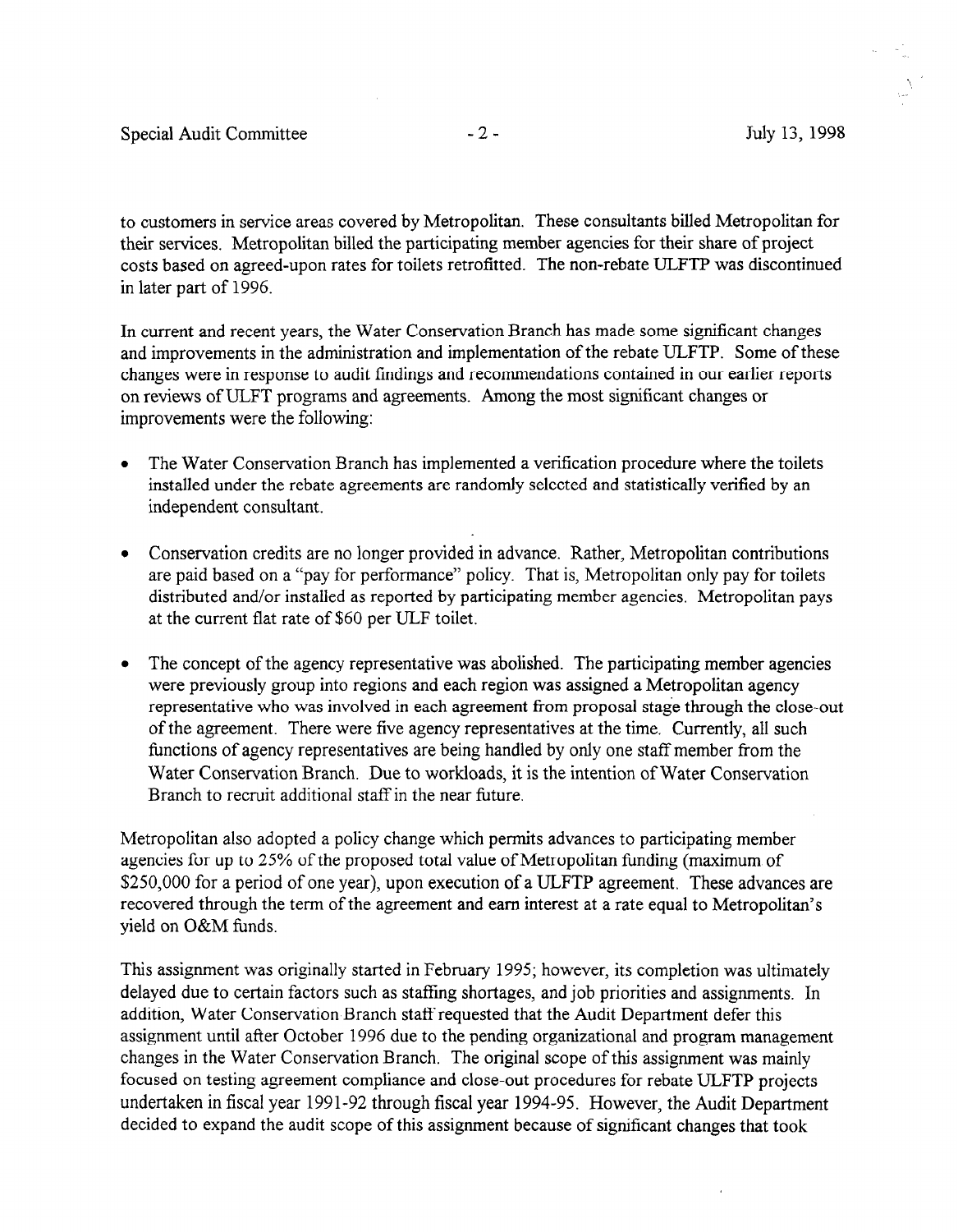to customers in service areas covered by Metropolitan. These consultants billed Metropolitan for their services. Metropolitan billed the participating member agencies for their share of project costs based on agreed-upon rates for toilets retrofitted. The non-rebate ULFTP was discontinued in later part of 1996.

In current and recent years, the Water Conservation Branch has made some significant changes and improvements in the administration and implementation of the rebate ULFTP. Some of these changes were in response to audit findings and recommendations contained in our earlier reports on reviews of ULFT programs and agreements. Among the most significant changes or improvements were the following:

- The Water Conservation Branch has implemented a verification procedure where the toilets installed under the rebate agreements are randomly selected and statistically verified by an independent consultant.

- Conservation credits are no longer provided in advance. Rather, Metropolitan contributions are paid based on a "pay for performance" policy. That is, Metropolitan only pay for toilets distributed and/or installed as reported by participating member agencies. Metropolitan pays at the current flat rate of $60 per ULF toilet.

- The concept of the agency representative was abolished. The participating member agencies were previously group into regions and each region was assigned a Metropolitan agency representative who was involved in each agreement from proposal stage through the close-out of the agreement. There were five agency representatives at the time. Currently, all such functions of agency representatives are being handled by only one staff member from the Water Conservation Branch. Due to workloads, it is the intention of Water Conservation Branch to recruit additional staff in the near future.

Metropolitan also adopted a policy change which permits advances to participating member agencies for up to 25% of the proposed total value of Metropolitan funding (maximum of $250,000 for a period of one year), upon execution of a ULFTP agreement. These advances are recovered through the term of the agreement and earn interest at a rate equal to Metropolitan's yield on O&M funds.

This assignment was originally started in February 1995; however, its completion was ultimately delayed due to certain factors such as staffing shortages, and job priorities and assignments. In addition, Water Conservation Branch staff requested that the Audit Department defer this assignment until after October 1996 due to the pending organizational and program management changes in the Water Conservation Branch. The original scope of this assignment was mainly focused on testing agreement compliance and close-out procedures for rebate ULFTP projects undertaken in fiscal year 1991-92 through fiscal year 1994-95. However, the Audit Department decided to expand the audit scope of this assignment because of significant changes that took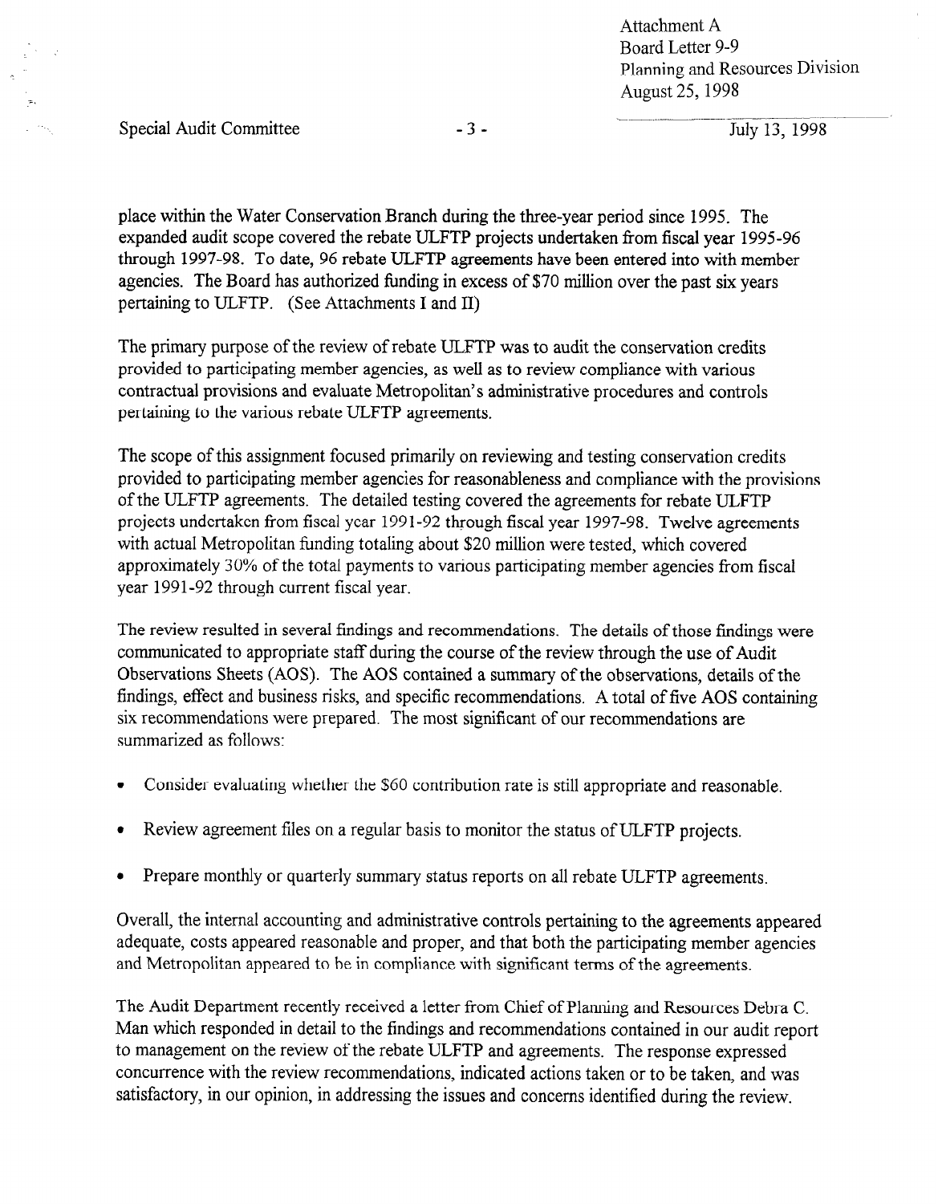place within the Water Conservation Branch during the three-year period since 1995. The expanded audit scope covered the rebate ULFTP projects undertaken from fiscal year 1995-96 through 1997-98. To date, 96 rebate ULFTP agreements have been entered into with member agencies. The Board has authorized funding in excess of $70 million over the past six years pertaining to ULFTP. (See Attachments I and II)

The primary purpose of the review of rebate ULFTP was to audit the conservation credits provided to participating member agencies, as well as to review compliance with various contractual provisions and evaluate Metropolitan's administrative procedures and controls pertaining to the various rebate ULFTP agreements.

The scope of this assignment focused primarily on reviewing and testing conservation credits provided to participating member agencies for reasonableness and compliance with the provisions of the ULFTP agreements. The detailed testing covered the agreements for rebate ULFTP projects undertaken from fiscal year 1991-92 through fiscal year 1997-98. Twelve agreements with actual Metropolitan funding totaling about $20 million were tested, which covered approximately 30% of the total payments to various participating member agencies from fiscal year 1991-92 through current fiscal year.

The review resulted in several findings and recommendations. The details of those findings were communicated to appropriate staff during the course of the review through the use of Audit Observations Sheets (AOS). The AOS contained a summary of the observations, details of the findings, effect and business risks, and specific recommendations. A total of five AOS containing six recommendations were prepared. The most significant of our recommendations are summarized as follows:

- Consider evaluating whether the $60 contribution rate is still appropriate and reasonable.
- Review agreement files on a regular basis to monitor the status of ULFTP projects.
- Prepare monthly or quarterly summary status reports on all rebate ULFTP agreements.

Overall, the internal accounting and administrative controls pertaining to the agreements appeared adequate, costs appeared reasonable and proper, and that both the participating member agencies and Metropolitan appeared to be in compliance with significant terms of the agreements.

The Audit Department recently received a letter from Chief of Planning and Resources Debra C. Man which responded in detail to the findings and recommendations contained in our audit report to management on the review of the rebate ULFTP and agreements. The response expressed concurrence with the review recommendations, indicated actions taken or to be taken, and was satisfactory, in our opinion, in addressing the issues and concerns identified during the review.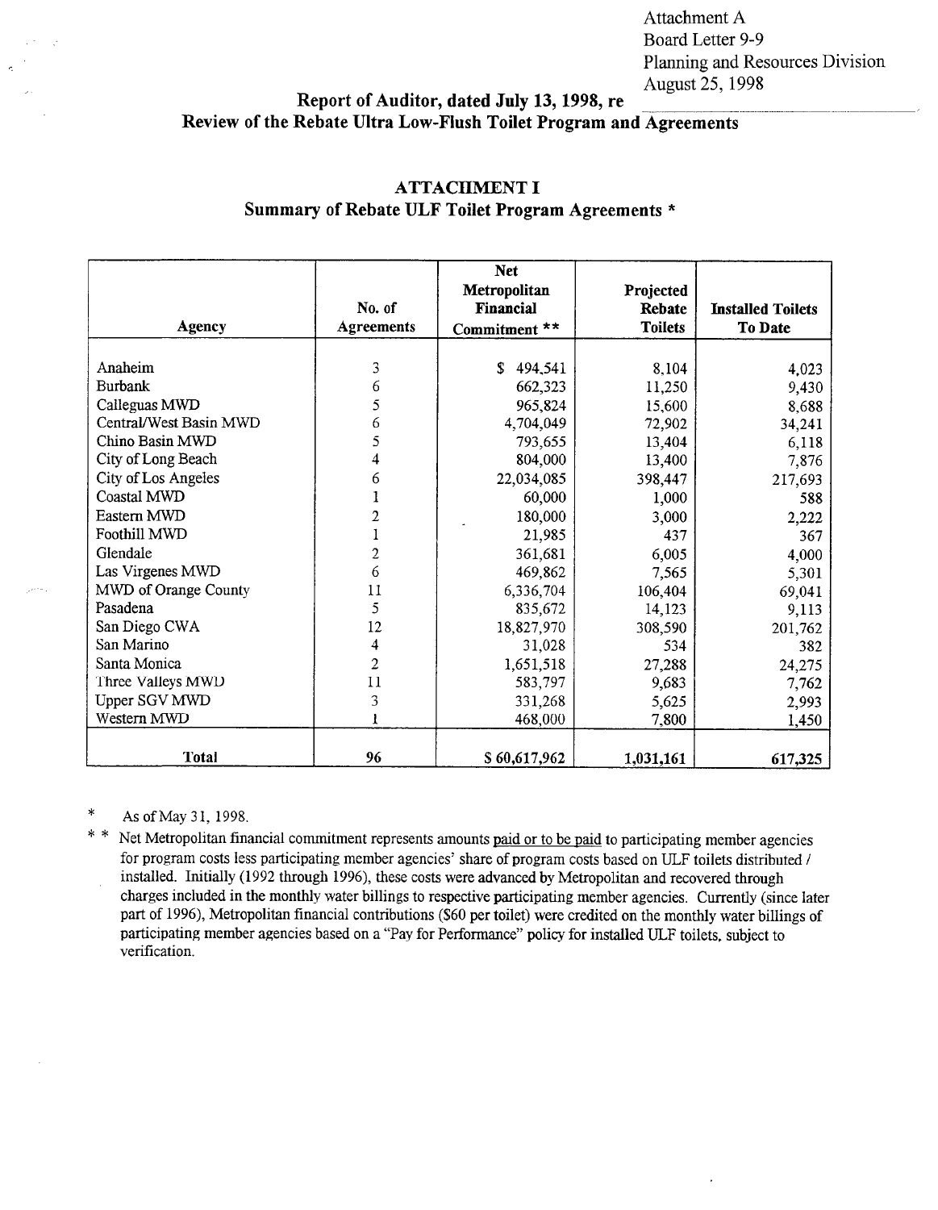Attachment A
Board Letter 9-9
Planning and Resources Division
August 25, 1998

**Report of Auditor, dated July 13, 1998, re**
**Review of the Rebate Ultra Low-Flush Toilet Program and Agreements**

## ATTACHMENT I
### Summary of Rebate ULF Toilet Program Agreements *

| Agency | No. of Agreements | Net Metropolitan Financial Commitment ** | Projected Rebate Toilets | Installed Toilets To Date |
|---|---|---|---|---|
| Anaheim | 3 | $ 494,541 | 8,104 | 4,023 |
| Burbank | 6 | 662,323 | 11,250 | 9,430 |
| Calleguas MWD | 5 | 965,824 | 15,600 | 8,688 |
| Central/West Basin MWD | 6 | 4,704,049 | 72,902 | 34,241 |
| Chino Basin MWD | 5 | 793,655 | 13,404 | 6,118 |
| City of Long Beach | 4 | 804,000 | 13,400 | 7,876 |
| City of Los Angeles | 6 | 22,034,085 | 398,447 | 217,693 |
| Coastal MWD | 1 | 60,000 | 1,000 | 588 |
| Eastern MWD | 2 | 180,000 | 3,000 | 2,222 |
| Foothill MWD | 1 | 21,985 | 437 | 367 |
| Glendale | 2 | 361,681 | 6,005 | 4,000 |
| Las Virgenes MWD | 6 | 469,862 | 7,565 | 5,301 |
| MWD of Orange County | 11 | 6,336,704 | 106,404 | 69,041 |
| Pasadena | 5 | 835,672 | 14,123 | 9,113 |
| San Diego CWA | 12 | 18,827,970 | 308,590 | 201,762 |
| San Marino | 4 | 31,028 | 534 | 382 |
| Santa Monica | 2 | 1,651,518 | 27,288 | 24,275 |
| Three Valleys MWD | 11 | 583,797 | 9,683 | 7,762 |
| Upper SGV MWD | 3 | 331,268 | 5,625 | 2,993 |
| Western MWD | 1 | 468,000 | 7,800 | 1,450 |
| **Total** | **96** | **$ 60,617,962** | **1,031,161** | **617,325** |

\* As of May 31, 1998.

\*\* Net Metropolitan financial commitment represents amounts paid or to be paid to participating member agencies for program costs less participating member agencies' share of program costs based on ULF toilets distributed / installed. Initially (1992 through 1996), these costs were advanced by Metropolitan and recovered through charges included in the monthly water billings to respective participating member agencies. Currently (since later part of 1996), Metropolitan financial contributions ($60 per toilet) were credited on the monthly water billings of participating member agencies based on a "Pay for Performance" policy for installed ULF toilets, subject to verification.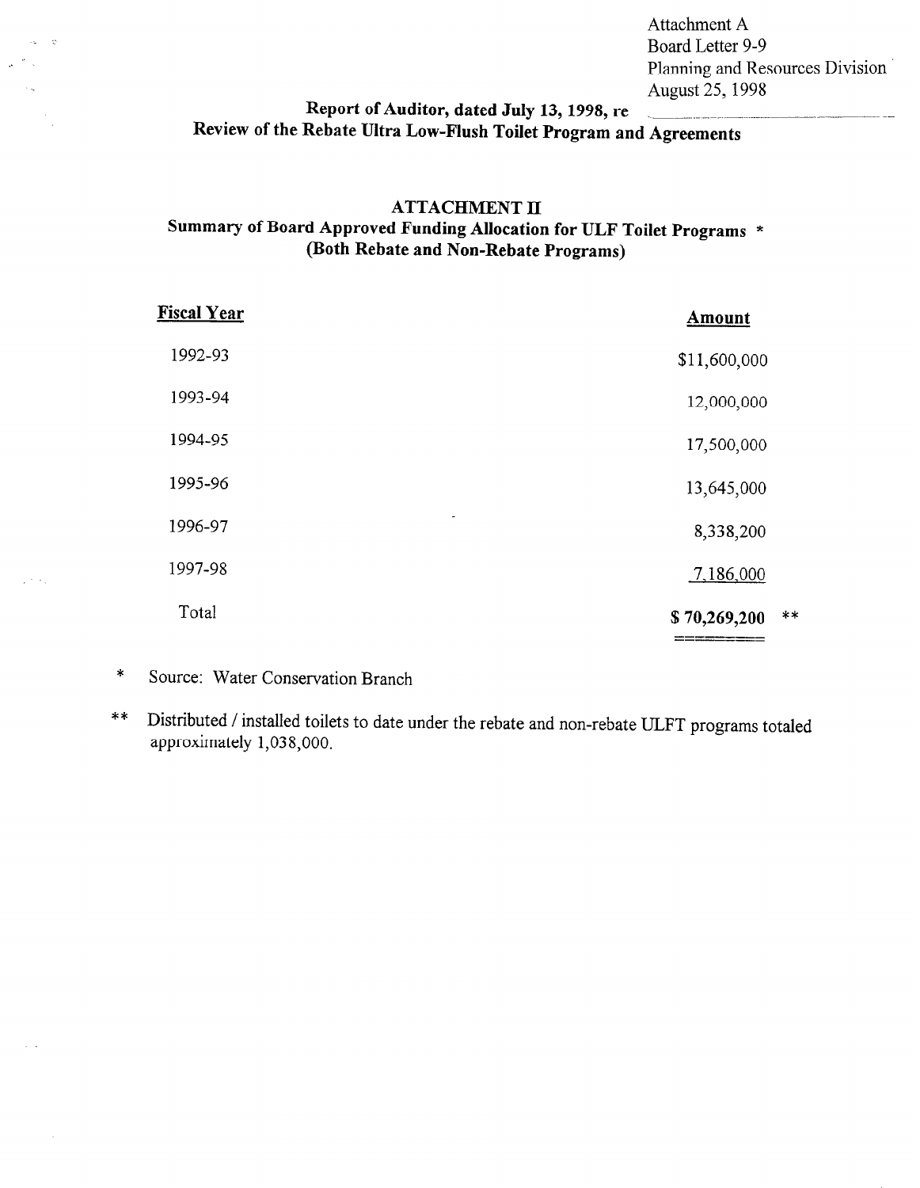Attachment A
Board Letter 9-9
Planning and Resources Division
August 25, 1998

**Report of Auditor, dated July 13, 1998, re**
**Review of the Rebate Ultra Low-Flush Toilet Program and Agreements**

## ATTACHMENT II
**Summary of Board Approved Funding Allocation for ULF Toilet Programs \***
**(Both Rebate and Non-Rebate Programs)**

| Fiscal Year | Amount |
|---|---|
| 1992-93 | $11,600,000 |
| 1993-94 | 12,000,000 |
| 1994-95 | 17,500,000 |
| 1995-96 | 13,645,000 |
| 1996-97 | 8,338,200 |
| 1997-98 | 7,186,000 |
| Total | **$ 70,269,200** ** |

\* Source: Water Conservation Branch

\** Distributed / installed toilets to date under the rebate and non-rebate ULFT programs totaled approximately 1,038,000.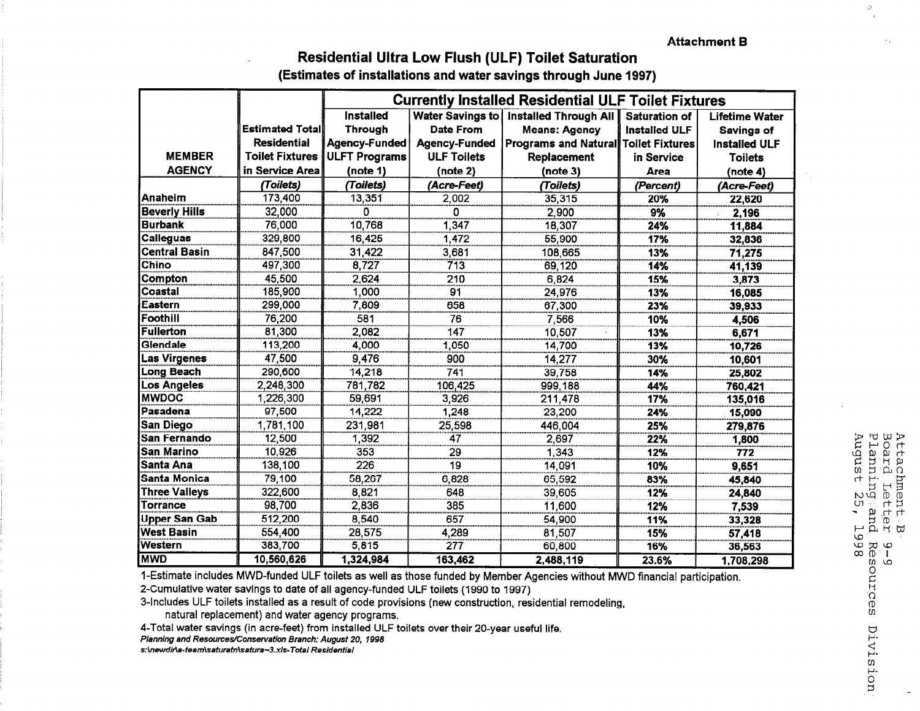Attachment B

# Residential Ultra Low Flush (ULF) Toilet Saturation

## (Estimates of installations and water savings through June 1997)

| MEMBER AGENCY | Estimated Total Residential Toilet Fixtures in Service Area | Currently Installed Residential ULF Toilet Fixtures | | | | |
|---|---|---|---|---|---|---|
| | | Installed Through Agency-Funded ULFT Programs (note 1) | Water Savings to Date From Agency-Funded ULF Toilets (note 2) | Installed Through All Means: Agency Programs and Natural Replacement (note 3) | Saturation of Installed ULF Toilet Fixtures in Service Area | Lifetime Water Savings of Installed ULF Toilets (note 4) |
| | *(Toilets)* | *(Toilets)* | *(Acre-Feet)* | *(Toilets)* | *(Percent)* | *(Acre-Feet)* |
| Anaheim | 173,400 | 13,351 | 2,002 | 35,315 | 20% | 22,620 |
| Beverly Hills | 32,000 | 0 | 0 | 2,900 | 9% | 2,196 |
| Burbank | 76,000 | 10,768 | 1,347 | 18,307 | 24% | 11,884 |
| Calleguas | 329,800 | 16,425 | 1,472 | 55,900 | 17% | 32,836 |
| Central Basin | 847,500 | 31,422 | 3,681 | 108,665 | 13% | 71,275 |
| Chino | 497,300 | 8,727 | 713 | 69,120 | 14% | 41,139 |
| Compton | 45,500 | 2,624 | 210 | 6,824 | 15% | 3,873 |
| Coastal | 185,900 | 1,000 | 91 | 24,976 | 13% | 16,085 |
| Eastern | 299,000 | 7,809 | 658 | 67,300 | 23% | 39,933 |
| Foothill | 76,200 | 581 | 76 | 7,566 | 10% | 4,506 |
| Fullerton | 81,300 | 2,082 | 147 | 10,507 | 13% | 6,671 |
| Glendale | 113,200 | 4,000 | 1,050 | 14,700 | 13% | 10,726 |
| Las Virgenes | 47,500 | 9,476 | 900 | 14,277 | 30% | 10,601 |
| Long Beach | 290,600 | 14,218 | 741 | 39,758 | 14% | 25,802 |
| Los Angeles | 2,248,300 | 781,782 | 106,425 | 999,188 | 44% | 760,421 |
| MWDOC | 1,226,300 | 59,691 | 3,926 | 211,478 | 17% | 135,016 |
| Pasadena | 97,500 | 14,222 | 1,248 | 23,200 | 24% | 15,090 |
| San Diego | 1,781,100 | 231,981 | 25,598 | 446,004 | 25% | 279,876 |
| San Fernando | 12,500 | 1,392 | 47 | 2,697 | 22% | 1,800 |
| San Marino | 10,926 | 353 | 29 | 1,343 | 12% | 772 |
| Santa Ana | 138,100 | 226 | 19 | 14,091 | 10% | 9,651 |
| Santa Monica | 79,100 | 58,267 | 6,828 | 65,592 | 83% | 45,840 |
| Three Valleys | 322,600 | 8,821 | 648 | 39,605 | 12% | 24,840 |
| Torrance | 98,700 | 2,836 | 385 | 11,600 | 12% | 7,539 |
| Upper San Gab | 512,200 | 8,540 | 657 | 54,900 | 11% | 33,328 |
| West Basin | 554,400 | 28,575 | 4,289 | 81,507 | 15% | 57,418 |
| Western | 383,700 | 5,815 | 277 | 60,800 | 16% | 36,563 |
| **MWD** | **10,560,626** | **1,324,984** | **163,462** | **2,488,119** | **23.6%** | **1,708,298** |

1-Estimate includes MWD-funded ULF toilets as well as those funded by Member Agencies without MWD financial participation.

2-Cumulative water savings to date of all agency-funded ULF toilets (1990 to 1997)

3-Includes ULF toilets installed as a result of code provisions (new construction, residential remodeling, natural replacement) and water agency programs.

4-Total water savings (in acre-feet) from installed ULF toilets over their 20-year useful life.

*Planning and Resources/Conservation Branch: August 20, 1998*

*s:\newdir\a-team\saturatn\satura~3.xls-Total Residential*

Attachment B
Board Letter 9-9
Planning and Resources Division
August 25, 1998